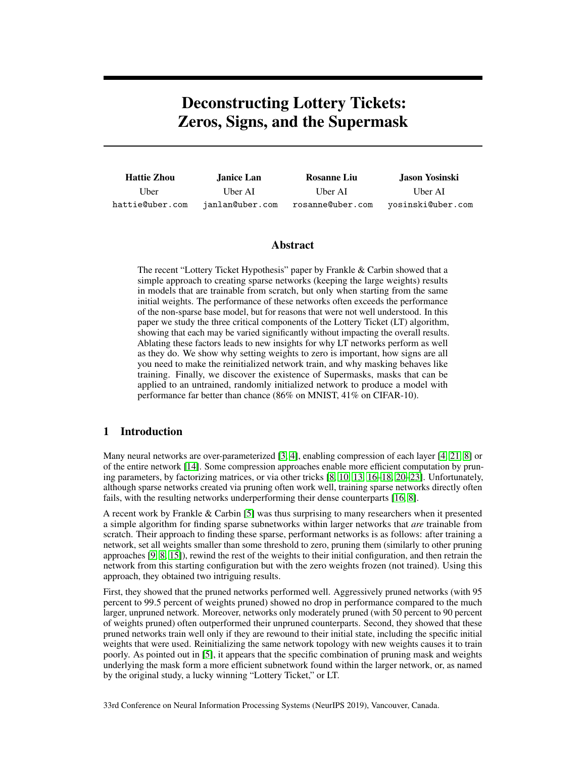# Deconstructing Lottery Tickets: Zeros, Signs, and the Supermask

**Hattie Zhou**
Uber
hattie@uber.com

**Janice Lan**
Uber AI
janlan@uber.com

**Rosanne Liu**
Uber AI
rosanne@uber.com

**Jason Yosinski**
Uber AI
yosinski@uber.com

## Abstract

The recent "Lottery Ticket Hypothesis" paper by Frankle & Carbin showed that a simple approach to creating sparse networks (keeping the large weights) results in models that are trainable from scratch, but only when starting from the same initial weights. The performance of these networks often exceeds the performance of the non-sparse base model, but for reasons that were not well understood. In this paper we study the three critical components of the Lottery Ticket (LT) algorithm, showing that each may be varied significantly without impacting the overall results. Ablating these factors leads to new insights for why LT networks perform as well as they do. We show why setting weights to zero is important, how signs are all you need to make the reinitialized network train, and why masking behaves like training. Finally, we discover the existence of Supermasks, masks that can be applied to an untrained, randomly initialized network to produce a model with performance far better than chance (86% on MNIST, 41% on CIFAR-10).

## 1 Introduction

Many neural networks are over-parameterized [3, 4], enabling compression of each layer [4, 21, 8] or of the entire network [14]. Some compression approaches enable more efficient computation by pruning parameters, by factorizing matrices, or via other tricks [8, 10, 13, 16–18, 20–23]. Unfortunately, although sparse networks created via pruning often work well, training sparse networks directly often fails, with the resulting networks underperforming their dense counterparts [16, 8].

A recent work by Frankle & Carbin [5] was thus surprising to many researchers when it presented a simple algorithm for finding sparse subnetworks within larger networks that *are* trainable from scratch. Their approach to finding these sparse, performant networks is as follows: after training a network, set all weights smaller than some threshold to zero, pruning them (similarly to other pruning approaches [9, 8, 15]), rewind the rest of the weights to their initial configuration, and then retrain the network from this starting configuration but with the zero weights frozen (not trained). Using this approach, they obtained two intriguing results.

First, they showed that the pruned networks performed well. Aggressively pruned networks (with 95 percent to 99.5 percent of weights pruned) showed no drop in performance compared to the much larger, unpruned network. Moreover, networks only moderately pruned (with 50 percent to 90 percent of weights pruned) often outperformed their unpruned counterparts. Second, they showed that these pruned networks train well only if they are rewound to their initial state, including the specific initial weights that were used. Reinitializing the same network topology with new weights causes it to train poorly. As pointed out in [5], it appears that the specific combination of pruning mask and weights underlying the mask form a more efficient subnetwork found within the larger network, or, as named by the original study, a lucky winning "Lottery Ticket," or LT.

33rd Conference on Neural Information Processing Systems (NeurIPS 2019), Vancouver, Canada.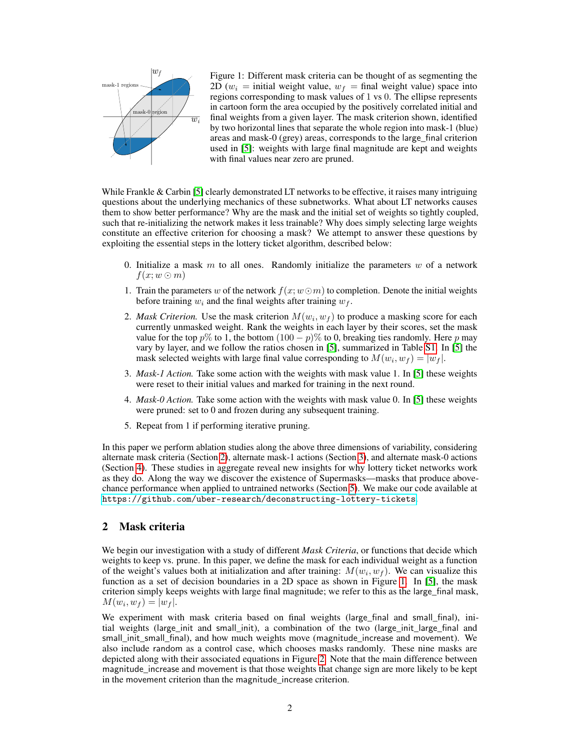Figure 1: Different mask criteria can be thought of as segmenting the 2D ($w_i$ = initial weight value, $w_f$ = final weight value) space into regions corresponding to mask values of 1 vs 0. The ellipse represents in cartoon form the area occupied by the positively correlated initial and final weights from a given layer. The mask criterion shown, identified by two horizontal lines that separate the whole region into mask-1 (blue) areas and mask-0 (grey) areas, corresponds to the large_final criterion used in [5]: weights with large final magnitude are kept and weights with final values near zero are pruned.

While Frankle & Carbin [5] clearly demonstrated LT networks to be effective, it raises many intriguing questions about the underlying mechanics of these subnetworks. What about LT networks causes them to show better performance? Why are the mask and the initial set of weights so tightly coupled, such that re-initializing the network makes it less trainable? Why does simply selecting large weights constitute an effective criterion for choosing a mask? We attempt to answer these questions by exploiting the essential steps in the lottery ticket algorithm, described below:

0. Initialize a mask $m$ to all ones. Randomly initialize the parameters $w$ of a network $f(x; w \odot m)$
1. Train the parameters $w$ of the network $f(x; w \odot m)$ to completion. Denote the initial weights before training $w_i$ and the final weights after training $w_f$.
2. *Mask Criterion.* Use the mask criterion $M(w_i, w_f)$ to produce a masking score for each currently unmasked weight. Rank the weights in each layer by their scores, set the mask value for the top $p\%$ to 1, the bottom $(100 - p)\%$ to 0, breaking ties randomly. Here $p$ may vary by layer, and we follow the ratios chosen in [5], summarized in Table S1. In [5] the mask selected weights with large final value corresponding to $M(w_i, w_f) = |w_f|$.
3. *Mask-1 Action.* Take some action with the weights with mask value 1. In [5] these weights were reset to their initial values and marked for training in the next round.
4. *Mask-0 Action.* Take some action with the weights with mask value 0. In [5] these weights were pruned: set to 0 and frozen during any subsequent training.
5. Repeat from 1 if performing iterative pruning.

In this paper we perform ablation studies along the above three dimensions of variability, considering alternate mask criteria (Section 2), alternate mask-1 actions (Section 3), and alternate mask-0 actions (Section 4). These studies in aggregate reveal new insights for why lottery ticket networks work as they do. Along the way we discover the existence of Supermasks—masks that produce above-chance performance when applied to untrained networks (Section 5). We make our code available at https://github.com/uber-research/deconstructing-lottery-tickets.

## 2 Mask criteria

We begin our investigation with a study of different *Mask Criteria*, or functions that decide which weights to keep vs. prune. In this paper, we define the mask for each individual weight as a function of the weight's values both at initialization and after training: $M(w_i, w_f)$. We can visualize this function as a set of decision boundaries in a 2D space as shown in Figure 1. In [5], the mask criterion simply keeps weights with large final magnitude; we refer to this as the large_final mask, $M(w_i, w_f) = |w_f|$.

We experiment with mask criteria based on final weights (large_final and small_final), initial weights (large_init and small_init), a combination of the two (large_init_large_final and small_init_small_final), and how much weights move (magnitude_increase and movement). We also include random as a control case, which chooses masks randomly. These nine masks are depicted along with their associated equations in Figure 2. Note that the main difference between magnitude_increase and movement is that those weights that change sign are more likely to be kept in the movement criterion than the magnitude_increase criterion.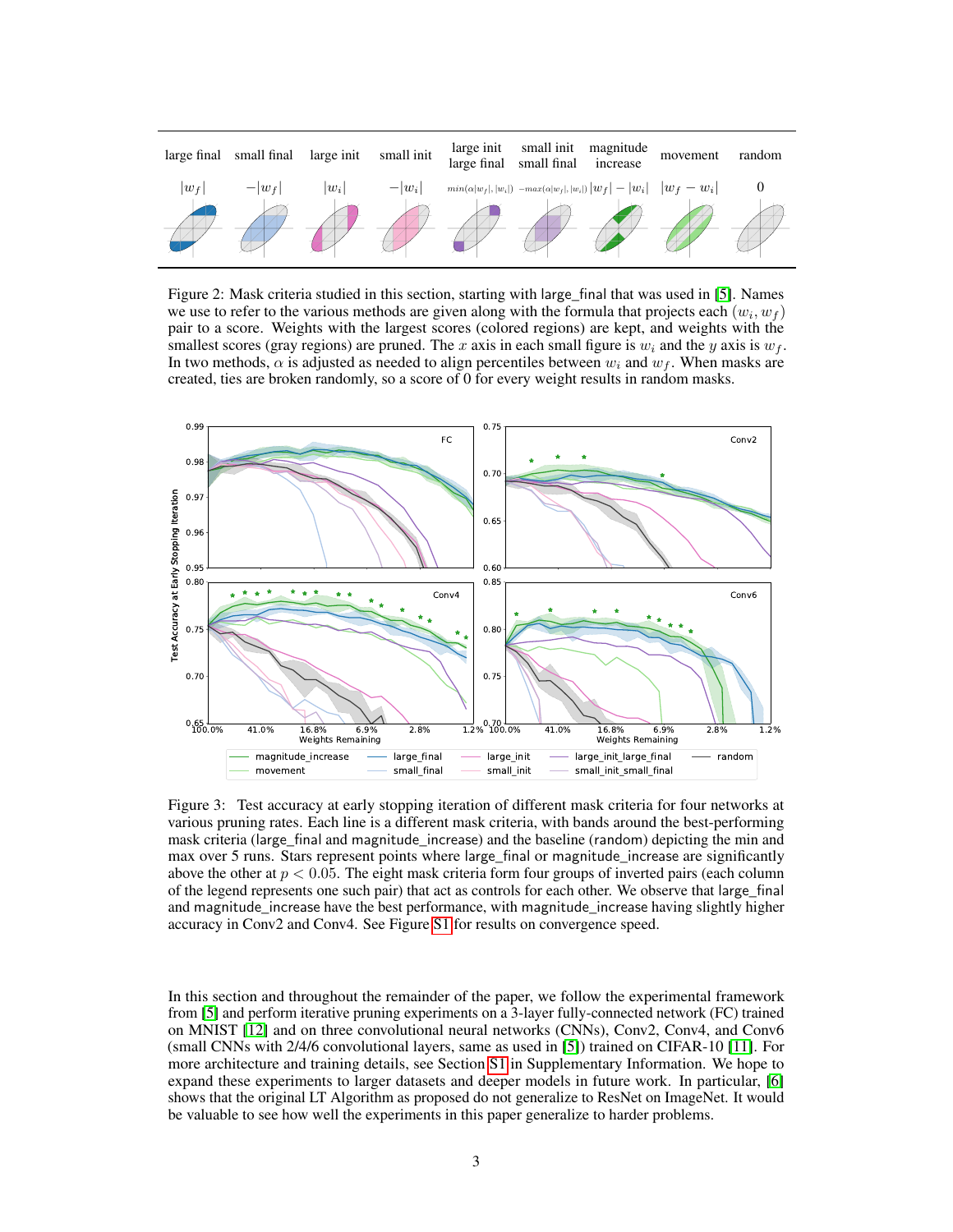| large final | small final | large init | small init | large init large final | small init small final | magnitude increase | movement | random |
|---|---|---|---|---|---|---|---|---|
| $\lvert w_f \rvert$ | $-\lvert w_f \rvert$ | $\lvert w_i \rvert$ | $-\lvert w_i \rvert$ | $min(\alpha \lvert w_f \rvert, \lvert w_i \rvert)$ | $-max(\alpha \lvert w_f \rvert, \lvert w_i \rvert)$ | $\lvert w_f \rvert - \lvert w_i \rvert$ | $\lvert w_f - w_i \rvert$ | 0 |

Figure 2: Mask criteria studied in this section, starting with large_final that was used in [5]. Names we use to refer to the various methods are given along with the formula that projects each $(w_i, w_f)$ pair to a score. Weights with the largest scores (colored regions) are kept, and weights with the smallest scores (gray regions) are pruned. The $x$ axis in each small figure is $w_i$ and the $y$ axis is $w_f$. In two methods, $\alpha$ is adjusted as needed to align percentiles between $w_i$ and $w_f$. When masks are created, ties are broken randomly, so a score of 0 for every weight results in random masks.

Figure 3: Test accuracy at early stopping iteration of different mask criteria for four networks at various pruning rates. Each line is a different mask criteria, with bands around the best-performing mask criteria (large_final and magnitude_increase) and the baseline (random) depicting the min and max over 5 runs. Stars represent points where large_final or magnitude_increase are significantly above the other at $p < 0.05$. The eight mask criteria form four groups of inverted pairs (each column of the legend represents one such pair) that act as controls for each other. We observe that large_final and magnitude_increase have the best performance, with magnitude_increase having slightly higher accuracy in Conv2 and Conv4. See Figure S1 for results on convergence speed.

In this section and throughout the remainder of the paper, we follow the experimental framework from [5] and perform iterative pruning experiments on a 3-layer fully-connected network (FC) trained on MNIST [12] and on three convolutional neural networks (CNNs), Conv2, Conv4, and Conv6 (small CNNs with 2/4/6 convolutional layers, same as used in [5]) trained on CIFAR-10 [11]. For more architecture and training details, see Section S1 in Supplementary Information. We hope to expand these experiments to larger datasets and deeper models in future work. In particular, [6] shows that the original LT Algorithm as proposed do not generalize to ResNet on ImageNet. It would be valuable to see how well the experiments in this paper generalize to harder problems.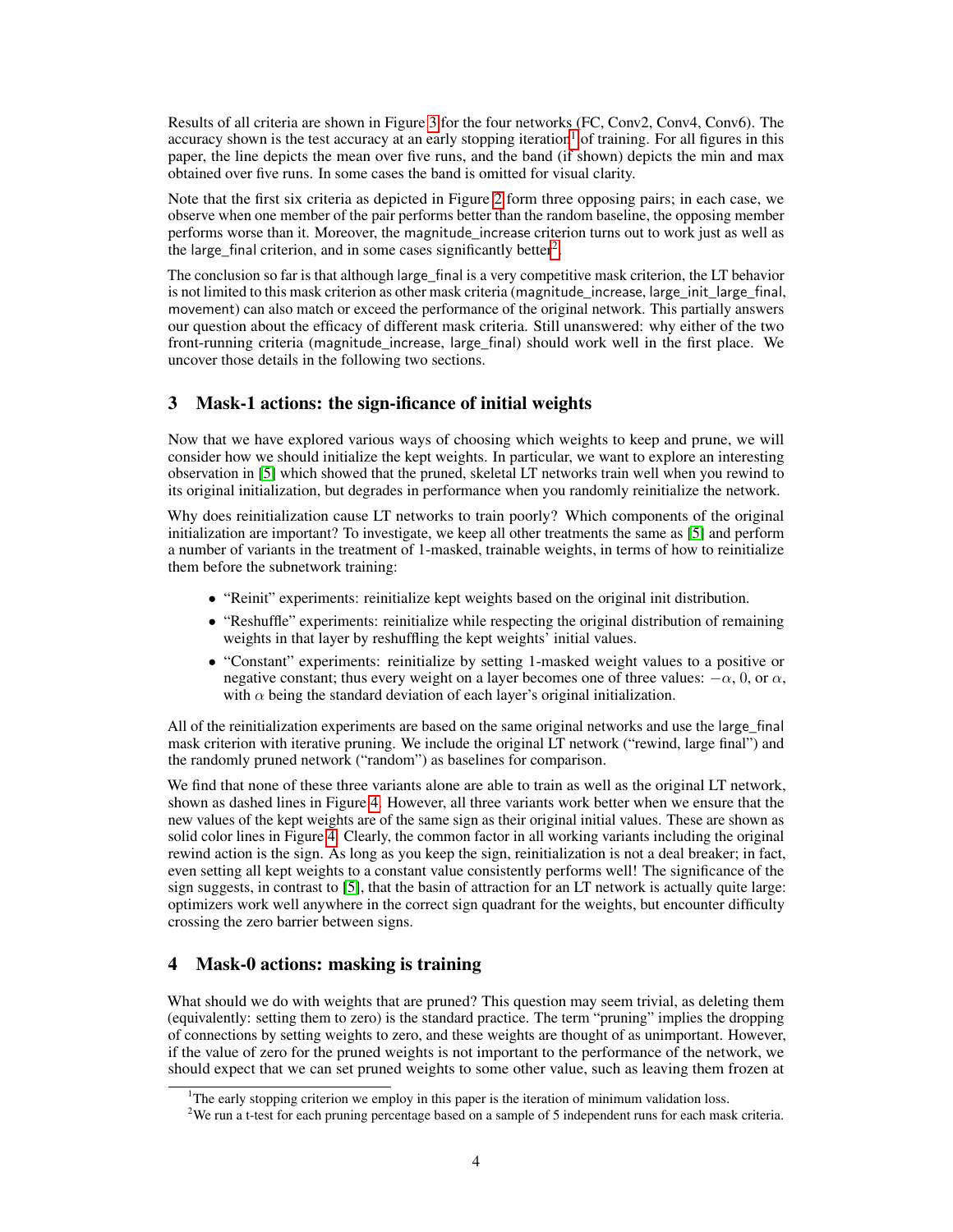Results of all criteria are shown in Figure 3 for the four networks (FC, Conv2, Conv4, Conv6). The accuracy shown is the test accuracy at an early stopping iteration[1] of training. For all figures in this paper, the line depicts the mean over five runs, and the band (if shown) depicts the min and max obtained over five runs. In some cases the band is omitted for visual clarity.

Note that the first six criteria as depicted in Figure 2 form three opposing pairs; in each case, we observe when one member of the pair performs better than the random baseline, the opposing member performs worse than it. Moreover, the magnitude_increase criterion turns out to work just as well as the large_final criterion, and in some cases significantly better[2].

The conclusion so far is that although large_final is a very competitive mask criterion, the LT behavior is not limited to this mask criterion as other mask criteria (magnitude_increase, large_init_large_final, movement) can also match or exceed the performance of the original network. This partially answers our question about the efficacy of different mask criteria. Still unanswered: why either of the two front-running criteria (magnitude_increase, large_final) should work well in the first place. We uncover those details in the following two sections.

## 3 Mask-1 actions: the sign-ificance of initial weights

Now that we have explored various ways of choosing which weights to keep and prune, we will consider how we should initialize the kept weights. In particular, we want to explore an interesting observation in [5] which showed that the pruned, skeletal LT networks train well when you rewind to its original initialization, but degrades in performance when you randomly reinitialize the network.

Why does reinitialization cause LT networks to train poorly? Which components of the original initialization are important? To investigate, we keep all other treatments the same as [5] and perform a number of variants in the treatment of 1-masked, trainable weights, in terms of how to reinitialize them before the subnetwork training:

- "Reinit" experiments: reinitialize kept weights based on the original init distribution.
- "Reshuffle" experiments: reinitialize while respecting the original distribution of remaining weights in that layer by reshuffling the kept weights' initial values.
- "Constant" experiments: reinitialize by setting 1-masked weight values to a positive or negative constant; thus every weight on a layer becomes one of three values: $-\alpha$, 0, or $\alpha$, with $\alpha$ being the standard deviation of each layer's original initialization.

All of the reinitialization experiments are based on the same original networks and use the large_final mask criterion with iterative pruning. We include the original LT network ("rewind, large final") and the randomly pruned network ("random") as baselines for comparison.

We find that none of these three variants alone are able to train as well as the original LT network, shown as dashed lines in Figure 4. However, all three variants work better when we ensure that the new values of the kept weights are of the same sign as their original initial values. These are shown as solid color lines in Figure 4. Clearly, the common factor in all working variants including the original rewind action is the sign. As long as you keep the sign, reinitialization is not a deal breaker; in fact, even setting all kept weights to a constant value consistently performs well! The significance of the sign suggests, in contrast to [5], that the basin of attraction for an LT network is actually quite large: optimizers work well anywhere in the correct sign quadrant for the weights, but encounter difficulty crossing the zero barrier between signs.

## 4 Mask-0 actions: masking is training

What should we do with weights that are pruned? This question may seem trivial, as deleting them (equivalently: setting them to zero) is the standard practice. The term "pruning" implies the dropping of connections by setting weights to zero, and these weights are thought of as unimportant. However, if the value of zero for the pruned weights is not important to the performance of the network, we should expect that we can set pruned weights to some other value, such as leaving them frozen at

[1] The early stopping criterion we employ in this paper is the iteration of minimum validation loss.

[2] We run a t-test for each pruning percentage based on a sample of 5 independent runs for each mask criteria.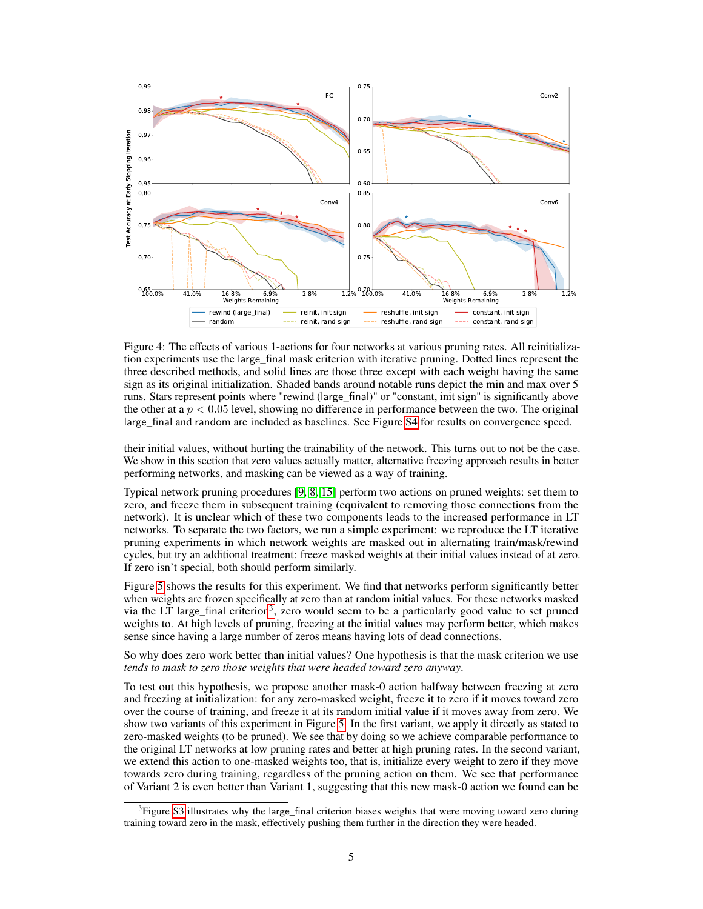Figure 4: The effects of various 1-actions for four networks at various pruning rates. All reinitialization experiments use the large_final mask criterion with iterative pruning. Dotted lines represent the three described methods, and solid lines are those three except with each weight having the same sign as its original initialization. Shaded bands around notable runs depict the min and max over 5 runs. Stars represent points where "rewind (large_final)" or "constant, init sign" is significantly above the other at a $p < 0.05$ level, showing no difference in performance between the two. The original large_final and random are included as baselines. See Figure S4 for results on convergence speed.

their initial values, without hurting the trainability of the network. This turns out to not be the case. We show in this section that zero values actually matter, alternative freezing approach results in better performing networks, and masking can be viewed as a way of training.

Typical network pruning procedures [9, 8, 15] perform two actions on pruned weights: set them to zero, and freeze them in subsequent training (equivalent to removing those connections from the network). It is unclear which of these two components leads to the increased performance in LT networks. To separate the two factors, we run a simple experiment: we reproduce the LT iterative pruning experiments in which network weights are masked out in alternating train/mask/rewind cycles, but try an additional treatment: freeze masked weights at their initial values instead of at zero. If zero isn't special, both should perform similarly.

Figure 5 shows the results for this experiment. We find that networks perform significantly better when weights are frozen specifically at zero than at random initial values. For these networks masked via the LT large_final criterion[3], zero would seem to be a particularly good value to set pruned weights to. At high levels of pruning, freezing at the initial values may perform better, which makes sense since having a large number of zeros means having lots of dead connections.

So why does zero work better than initial values? One hypothesis is that the mask criterion we use *tends to mask to zero those weights that were headed toward zero anyway*.

To test out this hypothesis, we propose another mask-0 action halfway between freezing at zero and freezing at initialization: for any zero-masked weight, freeze it to zero if it moves toward zero over the course of training, and freeze it at its random initial value if it moves away from zero. We show two variants of this experiment in Figure 5. In the first variant, we apply it directly as stated to zero-masked weights (to be pruned). We see that by doing so we achieve comparable performance to the original LT networks at low pruning rates and better at high pruning rates. In the second variant, we extend this action to one-masked weights too, that is, initialize every weight to zero if they move towards zero during training, regardless of the pruning action on them. We see that performance of Variant 2 is even better than Variant 1, suggesting that this new mask-0 action we found can be

[3] Figure S3 illustrates why the large_final criterion biases weights that were moving toward zero during training toward zero in the mask, effectively pushing them further in the direction they were headed.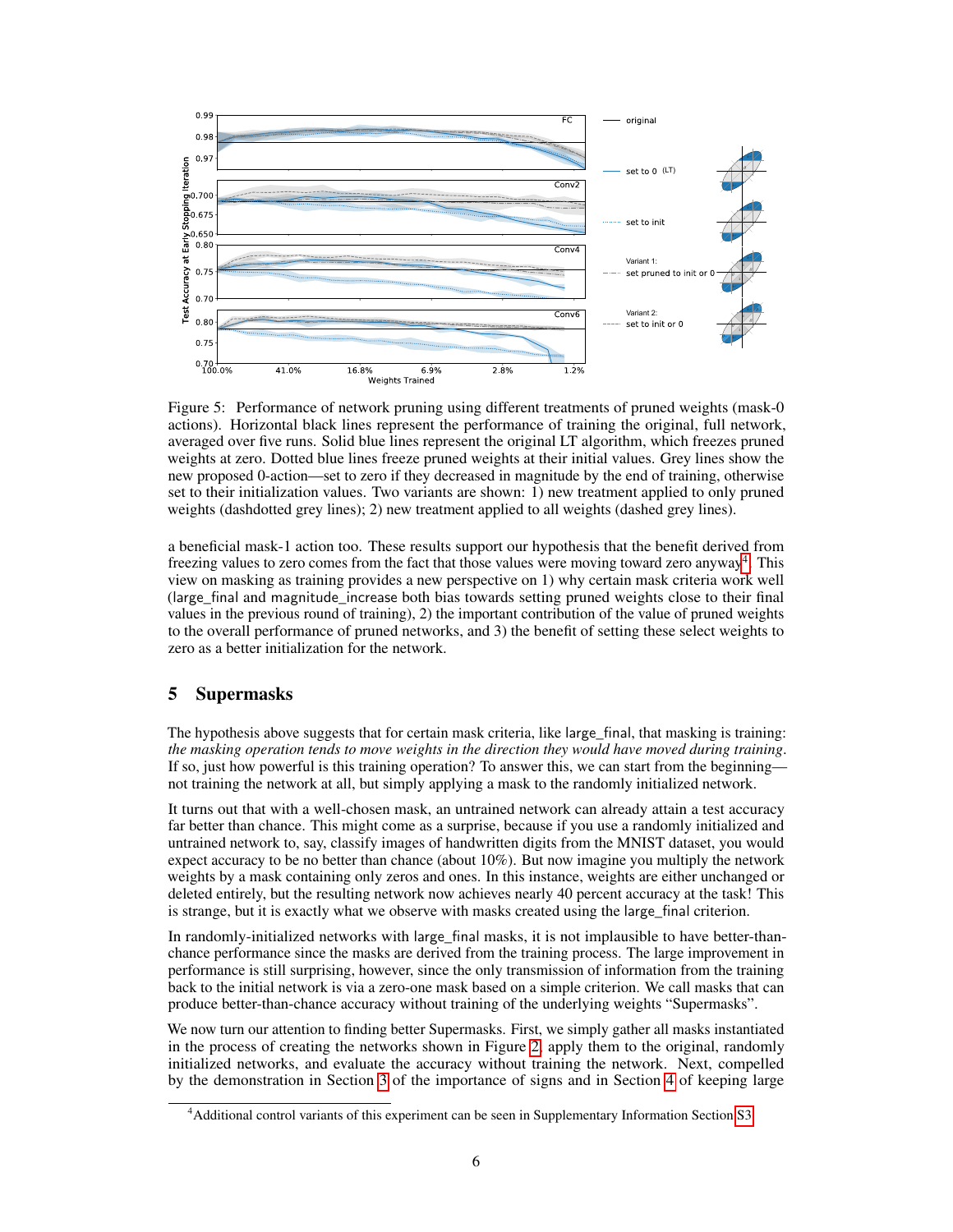Figure 5: Performance of network pruning using different treatments of pruned weights (mask-0 actions). Horizontal black lines represent the performance of training the original, full network, averaged over five runs. Solid blue lines represent the original LT algorithm, which freezes pruned weights at zero. Dotted blue lines freeze pruned weights at their initial values. Grey lines show the new proposed 0-action—set to zero if they decreased in magnitude by the end of training, otherwise set to their initialization values. Two variants are shown: 1) new treatment applied to only pruned weights (dashdotted grey lines); 2) new treatment applied to all weights (dashed grey lines).

a beneficial mask-1 action too. These results support our hypothesis that the benefit derived from freezing values to zero comes from the fact that those values were moving toward zero anyway[4]. This view on masking as training provides a new perspective on 1) why certain mask criteria work well (large_final and magnitude_increase both bias towards setting pruned weights close to their final values in the previous round of training), 2) the important contribution of the value of pruned weights to the overall performance of pruned networks, and 3) the benefit of setting these select weights to zero as a better initialization for the network.

## 5 Supermasks

The hypothesis above suggests that for certain mask criteria, like large_final, that masking is training: *the masking operation tends to move weights in the direction they would have moved during training*. If so, just how powerful is this training operation? To answer this, we can start from the beginning—not training the network at all, but simply applying a mask to the randomly initialized network.

It turns out that with a well-chosen mask, an untrained network can already attain a test accuracy far better than chance. This might come as a surprise, because if you use a randomly initialized and untrained network to, say, classify images of handwritten digits from the MNIST dataset, you would expect accuracy to be no better than chance (about 10%). But now imagine you multiply the network weights by a mask containing only zeros and ones. In this instance, weights are either unchanged or deleted entirely, but the resulting network now achieves nearly 40 percent accuracy at the task! This is strange, but it is exactly what we observe with masks created using the large_final criterion.

In randomly-initialized networks with large_final masks, it is not implausible to have better-than-chance performance since the masks are derived from the training process. The large improvement in performance is still surprising, however, since the only transmission of information from the training back to the initial network is via a zero-one mask based on a simple criterion. We call masks that can produce better-than-chance accuracy without training of the underlying weights "Supermasks".

We now turn our attention to finding better Supermasks. First, we simply gather all masks instantiated in the process of creating the networks shown in Figure 2, apply them to the original, randomly initialized networks, and evaluate the accuracy without training the network. Next, compelled by the demonstration in Section 3 of the importance of signs and in Section 4 of keeping large

[4] Additional control variants of this experiment can be seen in Supplementary Information Section S3.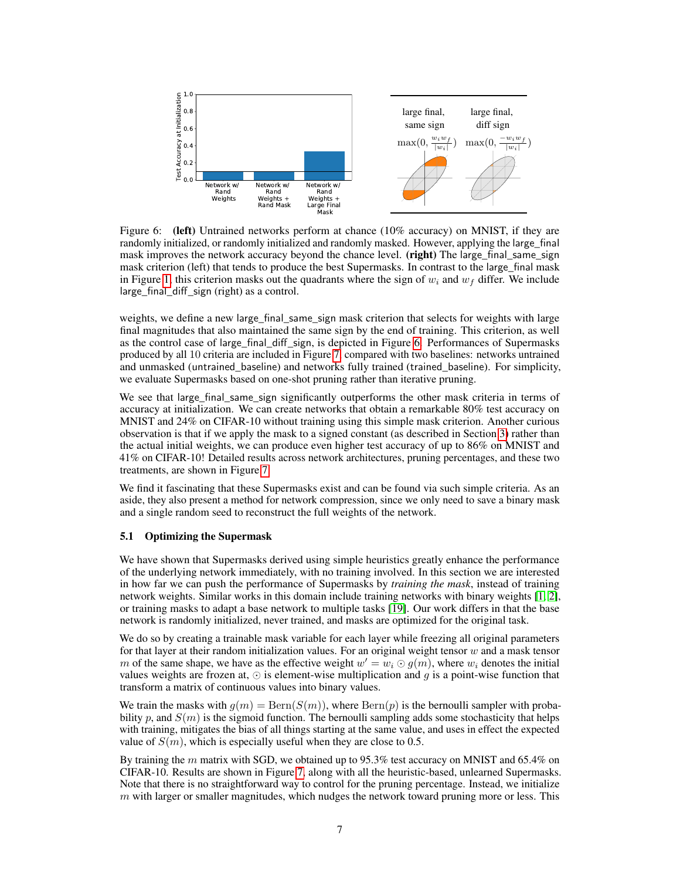Figure 6: **(left)** Untrained networks perform at chance (10% accuracy) on MNIST, if they are randomly initialized, or randomly initialized and randomly masked. However, applying the large_final mask improves the network accuracy beyond the chance level. **(right)** The large_final_same_sign mask criterion (left) that tends to produce the best Supermasks. In contrast to the large_final mask in Figure 1, this criterion masks out the quadrants where the sign of $w_i$ and $w_f$ differ. We include large_final_diff_sign (right) as a control.

weights, we define a new large_final_same_sign mask criterion that selects for weights with large final magnitudes that also maintained the same sign by the end of training. This criterion, as well as the control case of large_final_diff_sign, is depicted in Figure 6. Performances of Supermasks produced by all 10 criteria are included in Figure 7, compared with two baselines: networks untrained and unmasked (untrained_baseline) and networks fully trained (trained_baseline). For simplicity, we evaluate Supermasks based on one-shot pruning rather than iterative pruning.

We see that large_final_same_sign significantly outperforms the other mask criteria in terms of accuracy at initialization. We can create networks that obtain a remarkable 80% test accuracy on MNIST and 24% on CIFAR-10 without training using this simple mask criterion. Another curious observation is that if we apply the mask to a signed constant (as described in Section 3) rather than the actual initial weights, we can produce even higher test accuracy of up to 86% on MNIST and 41% on CIFAR-10! Detailed results across network architectures, pruning percentages, and these two treatments, are shown in Figure 7.

We find it fascinating that these Supermasks exist and can be found via such simple criteria. As an aside, they also present a method for network compression, since we only need to save a binary mask and a single random seed to reconstruct the full weights of the network.

### 5.1 Optimizing the Supermask

We have shown that Supermasks derived using simple heuristics greatly enhance the performance of the underlying network immediately, with no training involved. In this section we are interested in how far we can push the performance of Supermasks by *training the mask*, instead of training network weights. Similar works in this domain include training networks with binary weights [1, 2], or training masks to adapt a base network to multiple tasks [19]. Our work differs in that the base network is randomly initialized, never trained, and masks are optimized for the original task.

We do so by creating a trainable mask variable for each layer while freezing all original parameters for that layer at their random initialization values. For an original weight tensor $w$ and a mask tensor $m$ of the same shape, we have as the effective weight $w' = w_i \odot g(m)$, where $w_i$ denotes the initial values weights are frozen at, $\odot$ is element-wise multiplication and $g$ is a point-wise function that transform a matrix of continuous values into binary values.

We train the masks with $g(m) = \text{Bern}(S(m))$, where $\text{Bern}(p)$ is the bernoulli sampler with probability $p$, and $S(m)$ is the sigmoid function. The bernoulli sampling adds some stochasticity that helps with training, mitigates the bias of all things starting at the same value, and uses in effect the expected value of $S(m)$, which is especially useful when they are close to 0.5.

By training the $m$ matrix with SGD, we obtained up to 95.3% test accuracy on MNIST and 65.4% on CIFAR-10. Results are shown in Figure 7, along with all the heuristic-based, unlearned Supermasks. Note that there is no straightforward way to control for the pruning percentage. Instead, we initialize $m$ with larger or smaller magnitudes, which nudges the network toward pruning more or less. This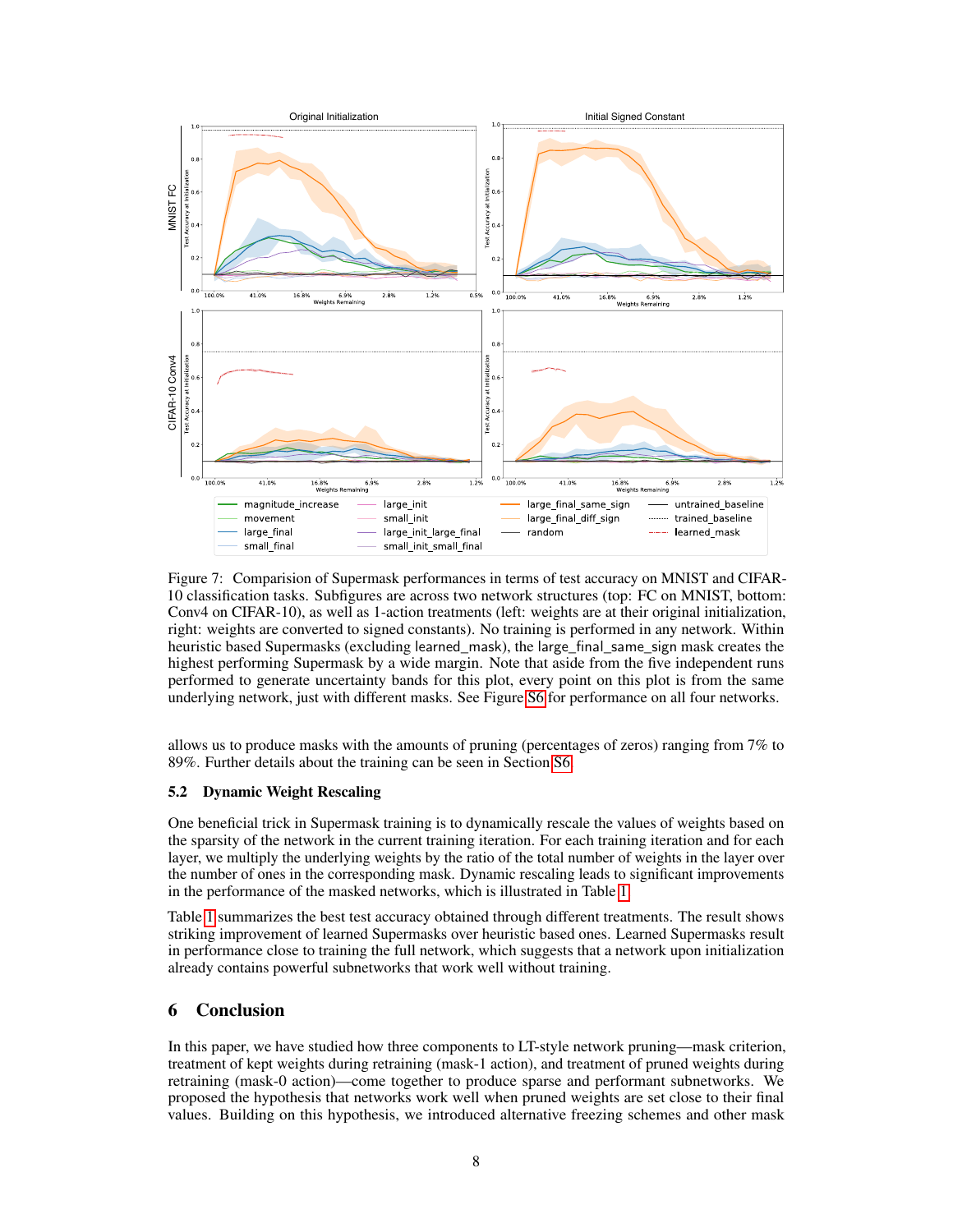Figure 7: Comparision of Supermask performances in terms of test accuracy on MNIST and CIFAR-10 classification tasks. Subfigures are across two network structures (top: FC on MNIST, bottom: Conv4 on CIFAR-10), as well as 1-action treatments (left: weights are at their original initialization, right: weights are converted to signed constants). No training is performed in any network. Within heuristic based Supermasks (excluding learned_mask), the large_final_same_sign mask creates the highest performing Supermask by a wide margin. Note that aside from the five independent runs performed to generate uncertainty bands for this plot, every point on this plot is from the same underlying network, just with different masks. See Figure S6 for performance on all four networks.

allows us to produce masks with the amounts of pruning (percentages of zeros) ranging from 7% to 89%. Further details about the training can be seen in Section S6.

### 5.2 Dynamic Weight Rescaling

One beneficial trick in Supermask training is to dynamically rescale the values of weights based on the sparsity of the network in the current training iteration. For each training iteration and for each layer, we multiply the underlying weights by the ratio of the total number of weights in the layer over the number of ones in the corresponding mask. Dynamic rescaling leads to significant improvements in the performance of the masked networks, which is illustrated in Table 1.

Table 1 summarizes the best test accuracy obtained through different treatments. The result shows striking improvement of learned Supermasks over heuristic based ones. Learned Supermasks result in performance close to training the full network, which suggests that a network upon initialization already contains powerful subnetworks that work well without training.

## 6 Conclusion

In this paper, we have studied how three components to LT-style network pruning—mask criterion, treatment of kept weights during retraining (mask-1 action), and treatment of pruned weights during retraining (mask-0 action)—come together to produce sparse and performant subnetworks. We proposed the hypothesis that networks work well when pruned weights are set close to their final values. Building on this hypothesis, we introduced alternative freezing schemes and other mask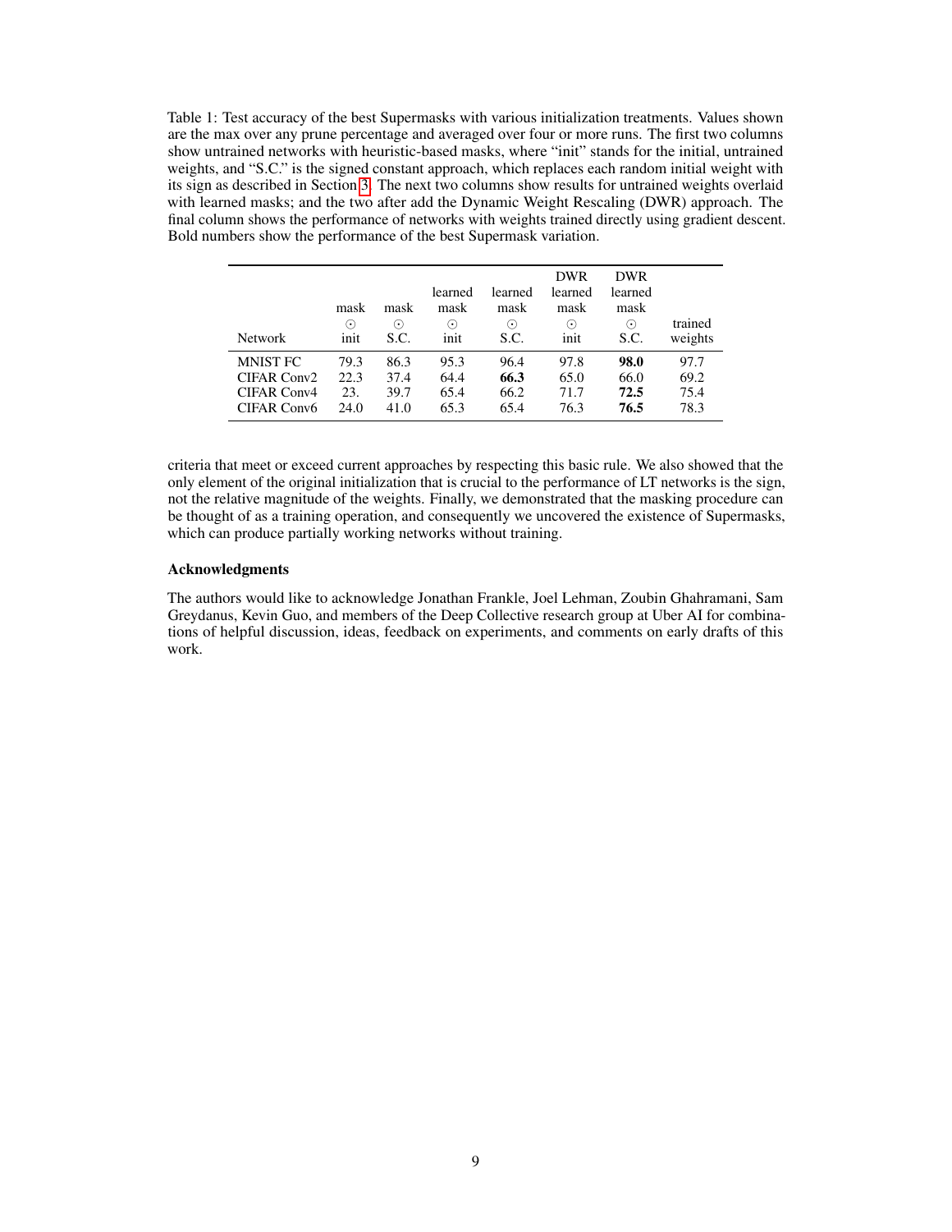Table 1: Test accuracy of the best Supermasks with various initialization treatments. Values shown are the max over any prune percentage and averaged over four or more runs. The first two columns show untrained networks with heuristic-based masks, where "init" stands for the initial, untrained weights, and "S.C." is the signed constant approach, which replaces each random initial weight with its sign as described in Section 3. The next two columns show results for untrained weights overlaid with learned masks; and the two after add the Dynamic Weight Rescaling (DWR) approach. The final column shows the performance of networks with weights trained directly using gradient descent. Bold numbers show the performance of the best Supermask variation.

| Network | mask $\odot$ init | mask $\odot$ S.C. | learned mask $\odot$ init | learned mask $\odot$ S.C. | DWR learned mask $\odot$ init | DWR learned mask $\odot$ S.C. | trained weights |
|---|---|---|---|---|---|---|---|
| MNIST FC | 79.3 | 86.3 | 95.3 | 96.4 | 97.8 | **98.0** | 97.7 |
| CIFAR Conv2 | 22.3 | 37.4 | 64.4 | **66.3** | 65.0 | 66.0 | 69.2 |
| CIFAR Conv4 | 23. | 39.7 | 65.4 | 66.2 | 71.7 | **72.5** | 75.4 |
| CIFAR Conv6 | 24.0 | 41.0 | 65.3 | 65.4 | 76.3 | **76.5** | 78.3 |

criteria that meet or exceed current approaches by respecting this basic rule. We also showed that the only element of the original initialization that is crucial to the performance of LT networks is the sign, not the relative magnitude of the weights. Finally, we demonstrated that the masking procedure can be thought of as a training operation, and consequently we uncovered the existence of Supermasks, which can produce partially working networks without training.

### Acknowledgments

The authors would like to acknowledge Jonathan Frankle, Joel Lehman, Zoubin Ghahramani, Sam Greydanus, Kevin Guo, and members of the Deep Collective research group at Uber AI for combinations of helpful discussion, ideas, feedback on experiments, and comments on early drafts of this work.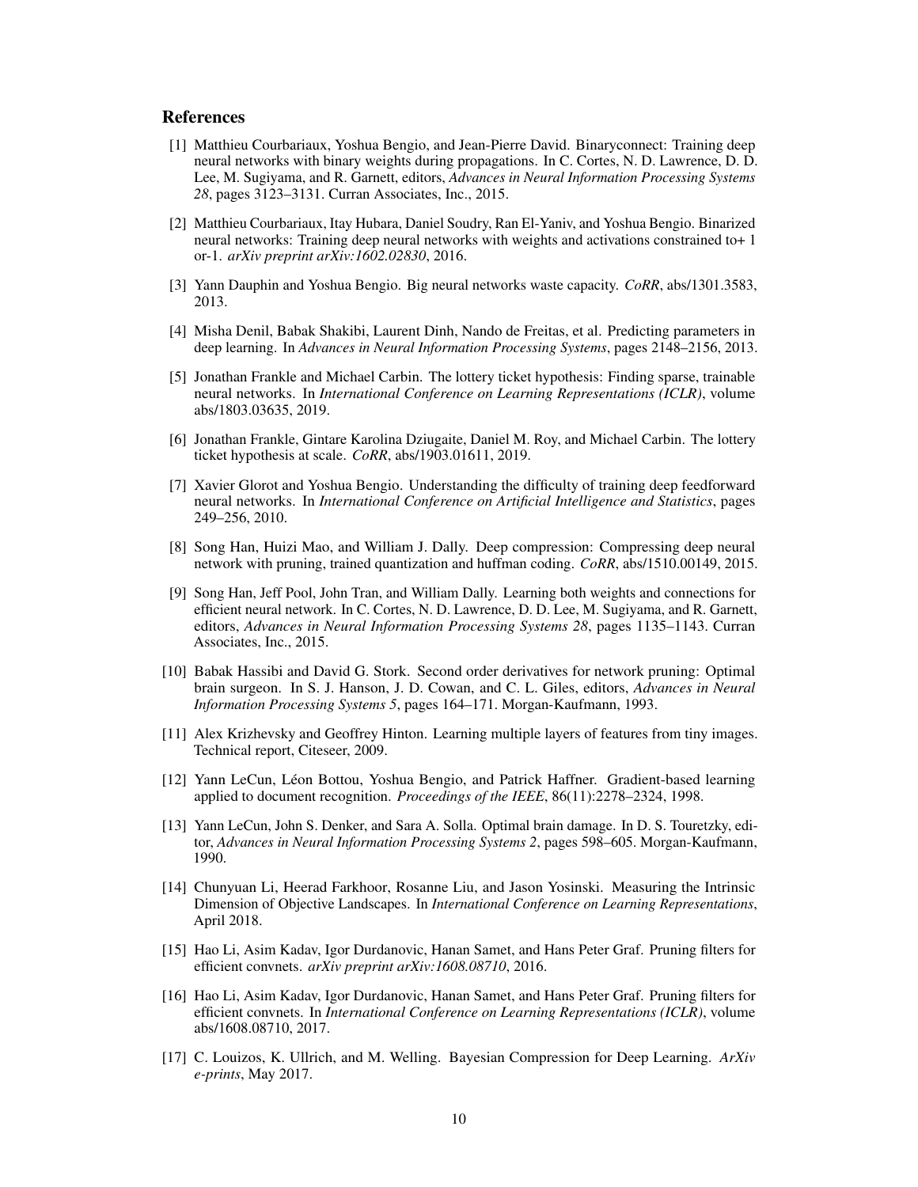## References

[1] Matthieu Courbariaux, Yoshua Bengio, and Jean-Pierre David. Binaryconnect: Training deep neural networks with binary weights during propagations. In C. Cortes, N. D. Lawrence, D. D. Lee, M. Sugiyama, and R. Garnett, editors, *Advances in Neural Information Processing Systems 28*, pages 3123–3131. Curran Associates, Inc., 2015.

[2] Matthieu Courbariaux, Itay Hubara, Daniel Soudry, Ran El-Yaniv, and Yoshua Bengio. Binarized neural networks: Training deep neural networks with weights and activations constrained to+ 1 or-1. *arXiv preprint arXiv:1602.02830*, 2016.

[3] Yann Dauphin and Yoshua Bengio. Big neural networks waste capacity. *CoRR*, abs/1301.3583, 2013.

[4] Misha Denil, Babak Shakibi, Laurent Dinh, Nando de Freitas, et al. Predicting parameters in deep learning. In *Advances in Neural Information Processing Systems*, pages 2148–2156, 2013.

[5] Jonathan Frankle and Michael Carbin. The lottery ticket hypothesis: Finding sparse, trainable neural networks. In *International Conference on Learning Representations (ICLR)*, volume abs/1803.03635, 2019.

[6] Jonathan Frankle, Gintare Karolina Dziugaite, Daniel M. Roy, and Michael Carbin. The lottery ticket hypothesis at scale. *CoRR*, abs/1903.01611, 2019.

[7] Xavier Glorot and Yoshua Bengio. Understanding the difficulty of training deep feedforward neural networks. In *International Conference on Artificial Intelligence and Statistics*, pages 249–256, 2010.

[8] Song Han, Huizi Mao, and William J. Dally. Deep compression: Compressing deep neural network with pruning, trained quantization and huffman coding. *CoRR*, abs/1510.00149, 2015.

[9] Song Han, Jeff Pool, John Tran, and William Dally. Learning both weights and connections for efficient neural network. In C. Cortes, N. D. Lawrence, D. D. Lee, M. Sugiyama, and R. Garnett, editors, *Advances in Neural Information Processing Systems 28*, pages 1135–1143. Curran Associates, Inc., 2015.

[10] Babak Hassibi and David G. Stork. Second order derivatives for network pruning: Optimal brain surgeon. In S. J. Hanson, J. D. Cowan, and C. L. Giles, editors, *Advances in Neural Information Processing Systems 5*, pages 164–171. Morgan-Kaufmann, 1993.

[11] Alex Krizhevsky and Geoffrey Hinton. Learning multiple layers of features from tiny images. Technical report, Citeseer, 2009.

[12] Yann LeCun, Léon Bottou, Yoshua Bengio, and Patrick Haffner. Gradient-based learning applied to document recognition. *Proceedings of the IEEE*, 86(11):2278–2324, 1998.

[13] Yann LeCun, John S. Denker, and Sara A. Solla. Optimal brain damage. In D. S. Touretzky, editor, *Advances in Neural Information Processing Systems 2*, pages 598–605. Morgan-Kaufmann, 1990.

[14] Chunyuan Li, Heerad Farkhoor, Rosanne Liu, and Jason Yosinski. Measuring the Intrinsic Dimension of Objective Landscapes. In *International Conference on Learning Representations*, April 2018.

[15] Hao Li, Asim Kadav, Igor Durdanovic, Hanan Samet, and Hans Peter Graf. Pruning filters for efficient convnets. *arXiv preprint arXiv:1608.08710*, 2016.

[16] Hao Li, Asim Kadav, Igor Durdanovic, Hanan Samet, and Hans Peter Graf. Pruning filters for efficient convnets. In *International Conference on Learning Representations (ICLR)*, volume abs/1608.08710, 2017.

[17] C. Louizos, K. Ullrich, and M. Welling. Bayesian Compression for Deep Learning. *ArXiv e-prints*, May 2017.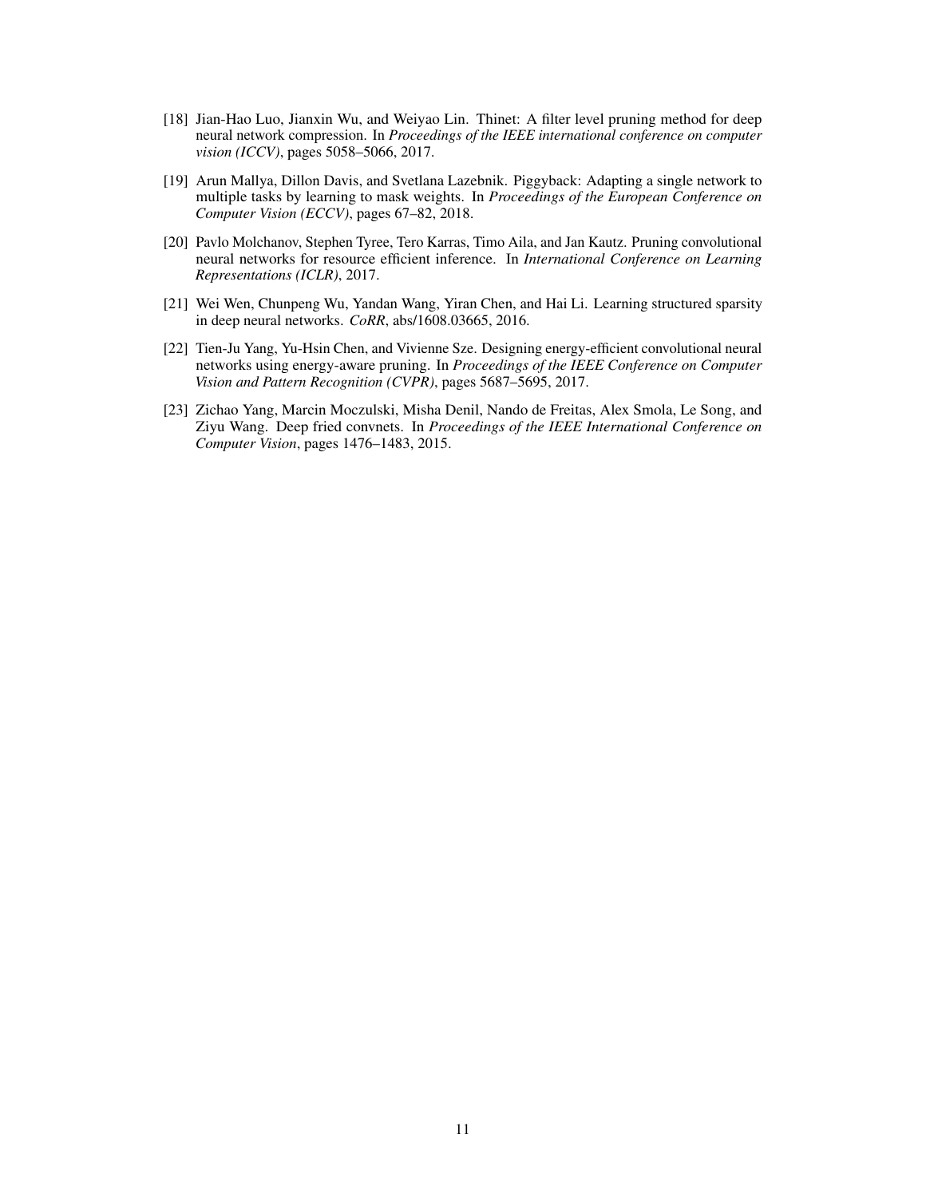[18] Jian-Hao Luo, Jianxin Wu, and Weiyao Lin. Thinet: A filter level pruning method for deep neural network compression. In *Proceedings of the IEEE international conference on computer vision (ICCV)*, pages 5058–5066, 2017.

[19] Arun Mallya, Dillon Davis, and Svetlana Lazebnik. Piggyback: Adapting a single network to multiple tasks by learning to mask weights. In *Proceedings of the European Conference on Computer Vision (ECCV)*, pages 67–82, 2018.

[20] Pavlo Molchanov, Stephen Tyree, Tero Karras, Timo Aila, and Jan Kautz. Pruning convolutional neural networks for resource efficient inference. In *International Conference on Learning Representations (ICLR)*, 2017.

[21] Wei Wen, Chunpeng Wu, Yandan Wang, Yiran Chen, and Hai Li. Learning structured sparsity in deep neural networks. *CoRR*, abs/1608.03665, 2016.

[22] Tien-Ju Yang, Yu-Hsin Chen, and Vivienne Sze. Designing energy-efficient convolutional neural networks using energy-aware pruning. In *Proceedings of the IEEE Conference on Computer Vision and Pattern Recognition (CVPR)*, pages 5687–5695, 2017.

[23] Zichao Yang, Marcin Moczulski, Misha Denil, Nando de Freitas, Alex Smola, Le Song, and Ziyu Wang. Deep fried convnets. In *Proceedings of the IEEE International Conference on Computer Vision*, pages 1476–1483, 2015.